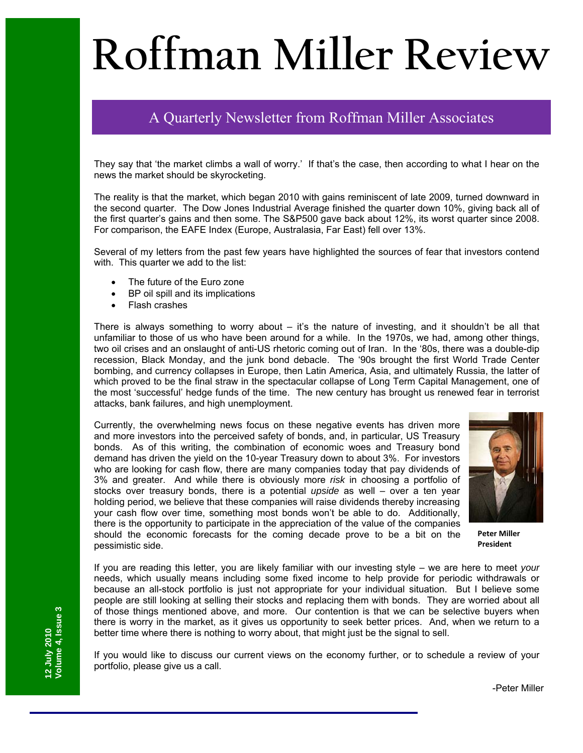# Roffman Miller Review

## A Quarterly Newsletter from Roffman Miller Associates

They say that 'the market climbs a wall of worry.' If that's the case, then according to what I hear on the news the market should be skyrocketing.

The reality is that the market, which began 2010 with gains reminiscent of late 2009, turned downward in the second quarter. The Dow Jones Industrial Average finished the quarter down 10%, giving back all of the first quarter's gains and then some. The S&P500 gave back about 12%, its worst quarter since 2008. For comparison, the EAFE Index (Europe, Australasia, Far East) fell over 13%.

Several of my letters from the past few years have highlighted the sources of fear that investors contend with. This quarter we add to the list:

- The future of the Euro zone
- BP oil spill and its implications
- Flash crashes

There is always something to worry about – it's the nature of investing, and it shouldn't be all that unfamiliar to those of us who have been around for a while. In the 1970s, we had, among other things, two oil crises and an onslaught of anti-US rhetoric coming out of Iran. In the '80s, there was a double-dip recession, Black Monday, and the junk bond debacle. The '90s brought the first World Trade Center bombing, and currency collapses in Europe, then Latin America, Asia, and ultimately Russia, the latter of which proved to be the final straw in the spectacular collapse of Long Term Capital Management, one of the most 'successful' hedge funds of the time. The new century has brought us renewed fear in terrorist attacks, bank failures, and high unemployment.

Currently, the overwhelming news focus on these negative events has driven more and more investors into the perceived safety of bonds, and, in particular, US Treasury bonds. As of this writing, the combination of economic woes and Treasury bond demand has driven the yield on the 10-year Treasury down to about 3%. For investors who are looking for cash flow, there are many companies today that pay dividends of 3% and greater. And while there is obviously more *risk* in choosing a portfolio of stocks over treasury bonds, there is a potential *upside* as well – over a ten year holding period, we believe that these companies will raise dividends thereby increasing your cash flow over time, something most bonds won't be able to do. Additionally, there is the opportunity to participate in the appreciation of the value of the companies should the economic forecasts for the coming decade prove to be a bit on the pessimistic side.

**Peter Miller**
**President**

If you are reading this letter, you are likely familiar with our investing style – we are here to meet *your* needs, which usually means including some fixed income to help provide for periodic withdrawals or because an all-stock portfolio is just not appropriate for your individual situation. But I believe some people are still looking at selling their stocks and replacing them with bonds. They are worried about all of those things mentioned above, and more. Our contention is that we can be selective buyers when there is worry in the market, as it gives us opportunity to seek better prices. And, when we return to a better time where there is nothing to worry about, that might just be the signal to sell.

If you would like to discuss our current views on the economy further, or to schedule a review of your portfolio, please give us a call.

-Peter Miller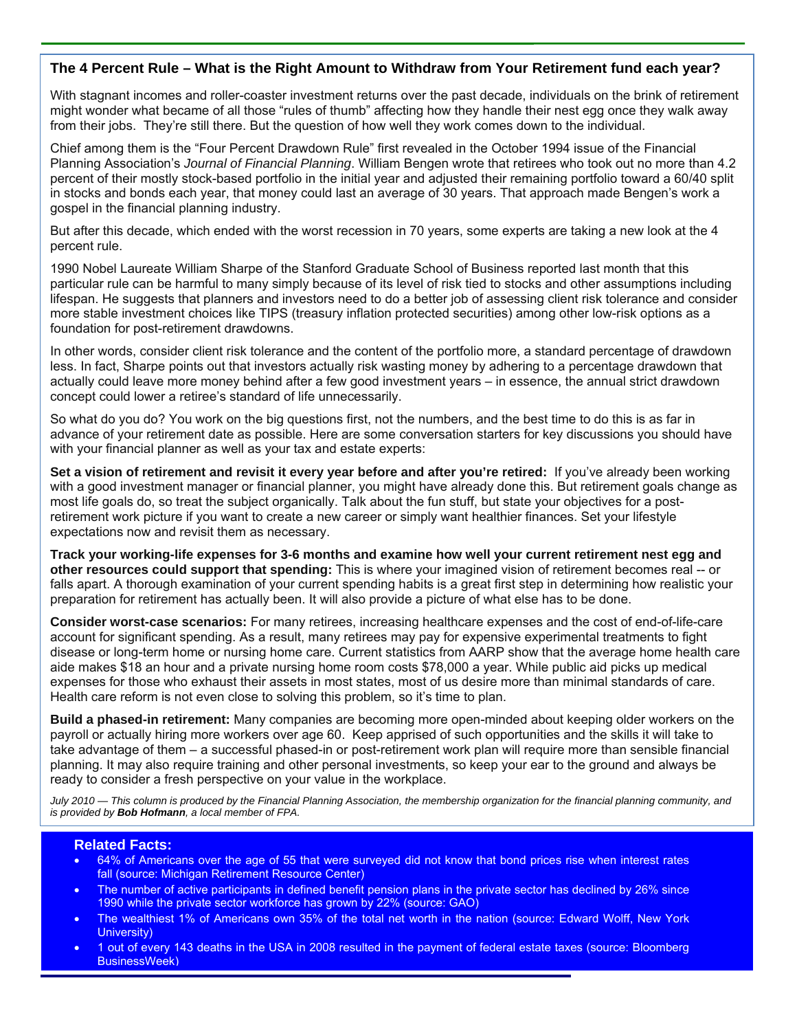## The 4 Percent Rule – What is the Right Amount to Withdraw from Your Retirement fund each year?

With stagnant incomes and roller-coaster investment returns over the past decade, individuals on the brink of retirement might wonder what became of all those "rules of thumb" affecting how they handle their nest egg once they walk away from their jobs. They're still there. But the question of how well they work comes down to the individual.

Chief among them is the "Four Percent Drawdown Rule" first revealed in the October 1994 issue of the Financial Planning Association's *Journal of Financial Planning*. William Bengen wrote that retirees who took out no more than 4.2 percent of their mostly stock-based portfolio in the initial year and adjusted their remaining portfolio toward a 60/40 split in stocks and bonds each year, that money could last an average of 30 years. That approach made Bengen's work a gospel in the financial planning industry.

But after this decade, which ended with the worst recession in 70 years, some experts are taking a new look at the 4 percent rule.

1990 Nobel Laureate William Sharpe of the Stanford Graduate School of Business reported last month that this particular rule can be harmful to many simply because of its level of risk tied to stocks and other assumptions including lifespan. He suggests that planners and investors need to do a better job of assessing client risk tolerance and consider more stable investment choices like TIPS (treasury inflation protected securities) among other low-risk options as a foundation for post-retirement drawdowns.

In other words, consider client risk tolerance and the content of the portfolio more, a standard percentage of drawdown less. In fact, Sharpe points out that investors actually risk wasting money by adhering to a percentage drawdown that actually could leave more money behind after a few good investment years – in essence, the annual strict drawdown concept could lower a retiree's standard of life unnecessarily.

So what do you do? You work on the big questions first, not the numbers, and the best time to do this is as far in advance of your retirement date as possible. Here are some conversation starters for key discussions you should have with your financial planner as well as your tax and estate experts:

**Set a vision of retirement and revisit it every year before and after you're retired:** If you've already been working with a good investment manager or financial planner, you might have already done this. But retirement goals change as most life goals do, so treat the subject organically. Talk about the fun stuff, but state your objectives for a post-retirement work picture if you want to create a new career or simply want healthier finances. Set your lifestyle expectations now and revisit them as necessary.

**Track your working-life expenses for 3-6 months and examine how well your current retirement nest egg and other resources could support that spending:** This is where your imagined vision of retirement becomes real -- or falls apart. A thorough examination of your current spending habits is a great first step in determining how realistic your preparation for retirement has actually been. It will also provide a picture of what else has to be done.

**Consider worst-case scenarios:** For many retirees, increasing healthcare expenses and the cost of end-of-life-care account for significant spending. As a result, many retirees may pay for expensive experimental treatments to fight disease or long-term home or nursing home care. Current statistics from AARP show that the average home health care aide makes $18 an hour and a private nursing home room costs $78,000 a year. While public aid picks up medical expenses for those who exhaust their assets in most states, most of us desire more than minimal standards of care. Health care reform is not even close to solving this problem, so it's time to plan.

**Build a phased-in retirement:** Many companies are becoming more open-minded about keeping older workers on the payroll or actually hiring more workers over age 60. Keep apprised of such opportunities and the skills it will take to take advantage of them – a successful phased-in or post-retirement work plan will require more than sensible financial planning. It may also require training and other personal investments, so keep your ear to the ground and always be ready to consider a fresh perspective on your value in the workplace.

*July 2010 — This column is produced by the Financial Planning Association, the membership organization for the financial planning community, and is provided by **Bob Hofmann**, a local member of FPA.*

### Related Facts:

- 64% of Americans over the age of 55 that were surveyed did not know that bond prices rise when interest rates fall (source: Michigan Retirement Resource Center)
- The number of active participants in defined benefit pension plans in the private sector has declined by 26% since 1990 while the private sector workforce has grown by 22% (source: GAO)
- The wealthiest 1% of Americans own 35% of the total net worth in the nation (source: Edward Wolff, New York University)
- 1 out of every 143 deaths in the USA in 2008 resulted in the payment of federal estate taxes (source: Bloomberg BusinessWeek)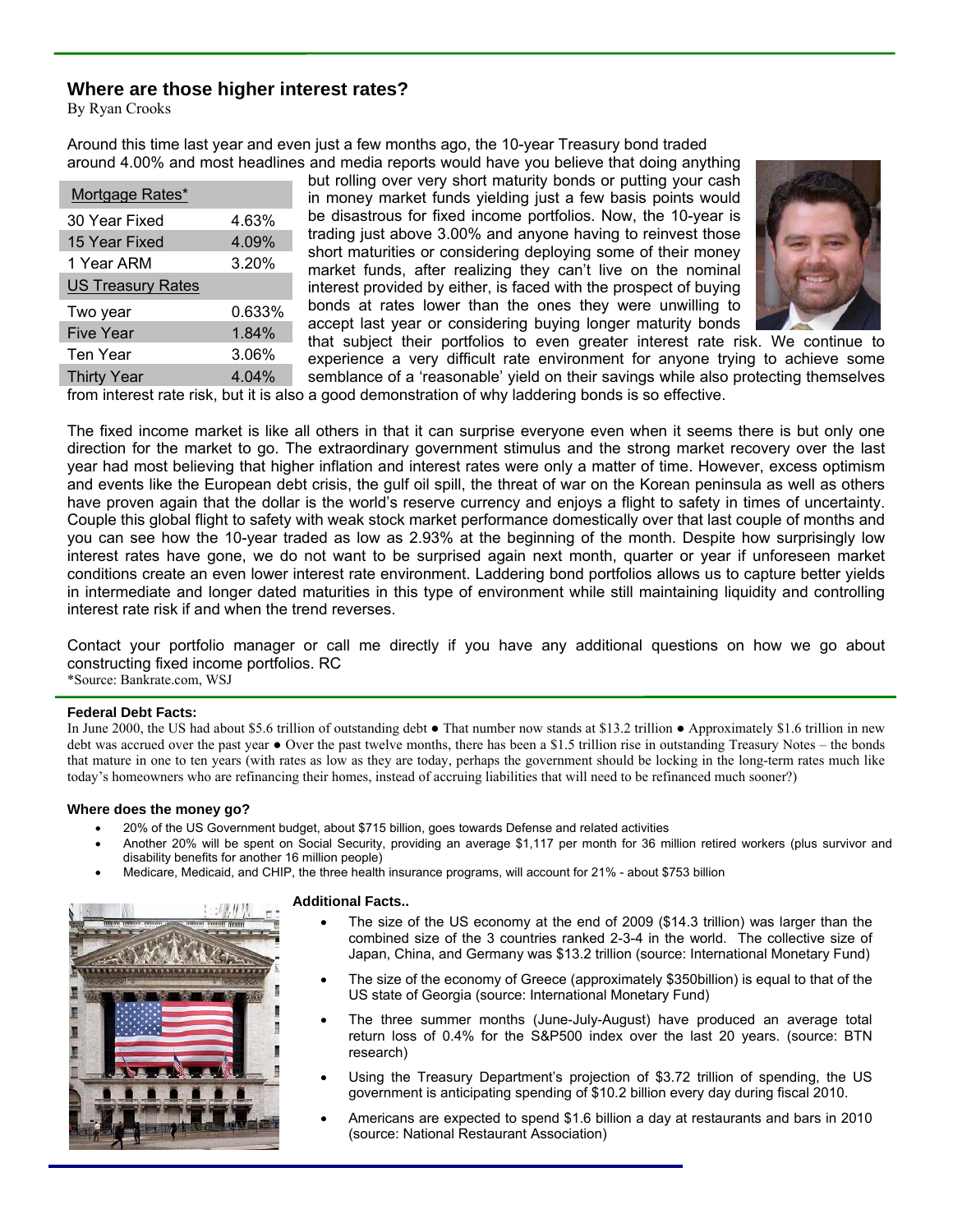## Where are those higher interest rates?

By Ryan Crooks

| Mortgage Rates* | |
|---|---|
| 30 Year Fixed | 4.63% |
| 15 Year Fixed | 4.09% |
| 1 Year ARM | 3.20% |
| **US Treasury Rates** | |
| Two year | 0.633% |
| Five Year | 1.84% |
| Ten Year | 3.06% |
| Thirty Year | 4.04% |

Around this time last year and even just a few months ago, the 10-year Treasury bond traded around 4.00% and most headlines and media reports would have you believe that doing anything but rolling over very short maturity bonds or putting your cash in money market funds yielding just a few basis points would be disastrous for fixed income portfolios. Now, the 10-year is trading just above 3.00% and anyone having to reinvest those short maturities or considering deploying some of their money market funds, after realizing they can't live on the nominal interest provided by either, is faced with the prospect of buying bonds at rates lower than the ones they were unwilling to accept last year or considering buying longer maturity bonds that subject their portfolios to even greater interest rate risk. We continue to experience a very difficult rate environment for anyone trying to achieve some semblance of a 'reasonable' yield on their savings while also protecting themselves from interest rate risk, but it is also a good demonstration of why laddering bonds is so effective.

The fixed income market is like all others in that it can surprise everyone even when it seems there is but only one direction for the market to go. The extraordinary government stimulus and the strong market recovery over the last year had most believing that higher inflation and interest rates were only a matter of time. However, excess optimism and events like the European debt crisis, the gulf oil spill, the threat of war on the Korean peninsula as well as others have proven again that the dollar is the world's reserve currency and enjoys a flight to safety in times of uncertainty. Couple this global flight to safety with weak stock market performance domestically over that last couple of months and you can see how the 10-year traded as low as 2.93% at the beginning of the month. Despite how surprisingly low interest rates have gone, we do not want to be surprised again next month, quarter or year if unforeseen market conditions create an even lower interest rate environment. Laddering bond portfolios allows us to capture better yields in intermediate and longer dated maturities in this type of environment while still maintaining liquidity and controlling interest rate risk if and when the trend reverses.

Contact your portfolio manager or call me directly if you have any additional questions on how we go about constructing fixed income portfolios. RC

*Source: Bankrate.com, WSJ

**Federal Debt Facts:**

In June 2000, the US had about $5.6 trillion of outstanding debt ● That number now stands at $13.2 trillion ● Approximately $1.6 trillion in new debt was accrued over the past year ● Over the past twelve months, there has been a $1.5 trillion rise in outstanding Treasury Notes – the bonds that mature in one to ten years (with rates as low as they are today, perhaps the government should be locking in the long-term rates much like today's homeowners who are refinancing their homes, instead of accruing liabilities that will need to be refinanced much sooner?)

**Where does the money go?**

- 20% of the US Government budget, about $715 billion, goes towards Defense and related activities
- Another 20% will be spent on Social Security, providing an average $1,117 per month for 36 million retired workers (plus survivor and disability benefits for another 16 million people)
- Medicare, Medicaid, and CHIP, the three health insurance programs, will account for 21% - about $753 billion

**Additional Facts..**

- The size of the US economy at the end of 2009 ($14.3 trillion) was larger than the combined size of the 3 countries ranked 2-3-4 in the world. The collective size of Japan, China, and Germany was $13.2 trillion (source: International Monetary Fund)
- The size of the economy of Greece (approximately $350billion) is equal to that of the US state of Georgia (source: International Monetary Fund)
- The three summer months (June-July-August) have produced an average total return loss of 0.4% for the S&P500 index over the last 20 years. (source: BTN research)
- Using the Treasury Department's projection of $3.72 trillion of spending, the US government is anticipating spending of $10.2 billion every day during fiscal 2010.
- Americans are expected to spend $1.6 billion a day at restaurants and bars in 2010 (source: National Restaurant Association)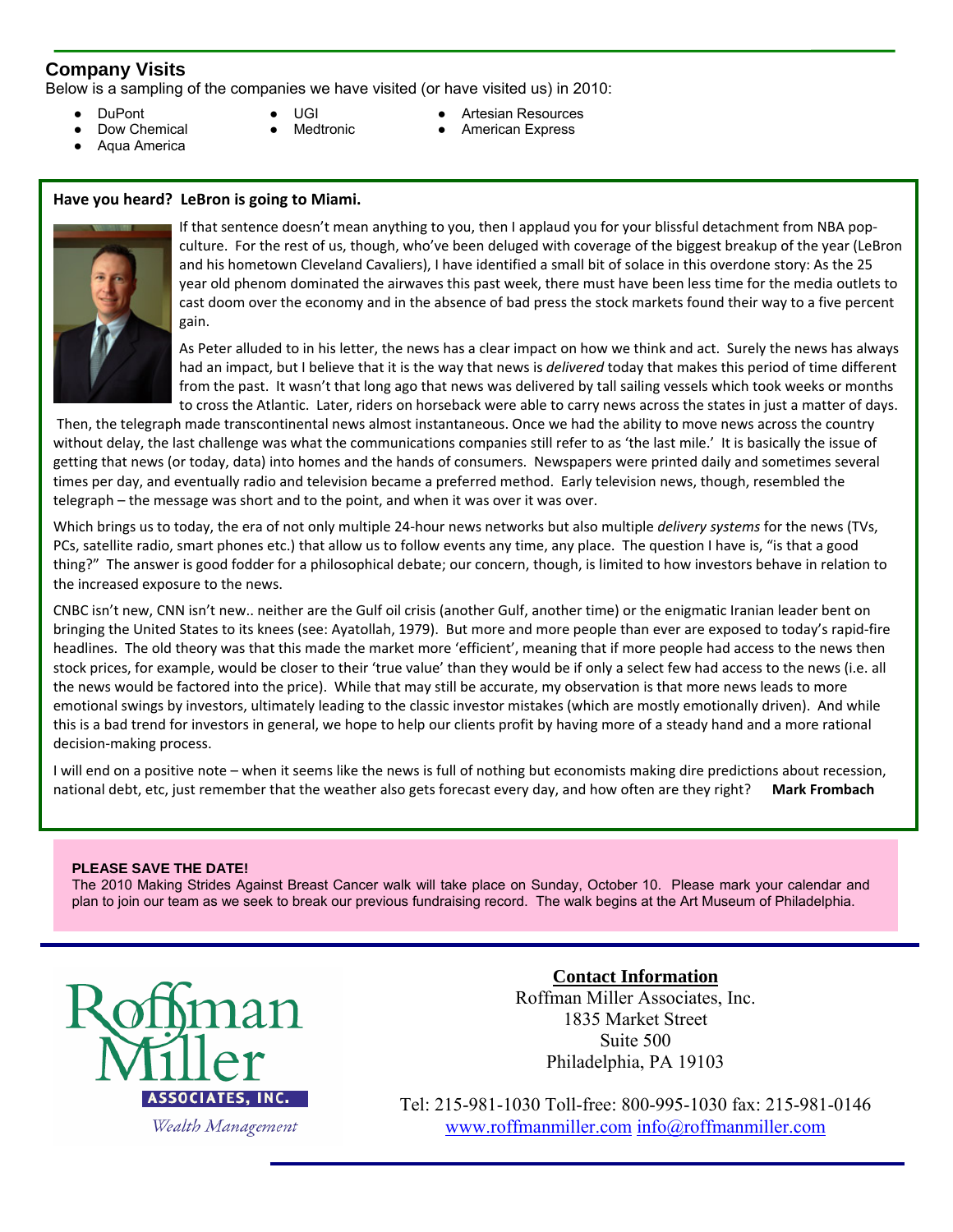## Company Visits

Below is a sampling of the companies we have visited (or have visited us) in 2010:

- DuPont
- Dow Chemical
- Aqua America
- UGI
- Medtronic
- Artesian Resources
- American Express

**Have you heard? LeBron is going to Miami.**

If that sentence doesn't mean anything to you, then I applaud you for your blissful detachment from NBA pop-culture. For the rest of us, though, who've been deluged with coverage of the biggest breakup of the year (LeBron and his hometown Cleveland Cavaliers), I have identified a small bit of solace in this overdone story: As the 25 year old phenom dominated the airwaves this past week, there must have been less time for the media outlets to cast doom over the economy and in the absence of bad press the stock markets found their way to a five percent gain.

As Peter alluded to in his letter, the news has a clear impact on how we think and act. Surely the news has always had an impact, but I believe that it is the way that news is *delivered* today that makes this period of time different from the past. It wasn't that long ago that news was delivered by tall sailing vessels which took weeks or months to cross the Atlantic. Later, riders on horseback were able to carry news across the states in just a matter of days. Then, the telegraph made transcontinental news almost instantaneous. Once we had the ability to move news across the country without delay, the last challenge was what the communications companies still refer to as 'the last mile.' It is basically the issue of getting that news (or today, data) into homes and the hands of consumers. Newspapers were printed daily and sometimes several times per day, and eventually radio and television became a preferred method. Early television news, though, resembled the telegraph – the message was short and to the point, and when it was over it was over.

Which brings us to today, the era of not only multiple 24-hour news networks but also multiple *delivery systems* for the news (TVs, PCs, satellite radio, smart phones etc.) that allow us to follow events any time, any place. The question I have is, "is that a good thing?" The answer is good fodder for a philosophical debate; our concern, though, is limited to how investors behave in relation to the increased exposure to the news.

CNBC isn't new, CNN isn't new.. neither are the Gulf oil crisis (another Gulf, another time) or the enigmatic Iranian leader bent on bringing the United States to its knees (see: Ayatollah, 1979). But more and more people than ever are exposed to today's rapid-fire headlines. The old theory was that this made the market more 'efficient', meaning that if more people had access to the news then stock prices, for example, would be closer to their 'true value' than they would be if only a select few had access to the news (i.e. all the news would be factored into the price). While that may still be accurate, my observation is that more news leads to more emotional swings by investors, ultimately leading to the classic investor mistakes (which are mostly emotionally driven). And while this is a bad trend for investors in general, we hope to help our clients profit by having more of a steady hand and a more rational decision-making process.

I will end on a positive note – when it seems like the news is full of nothing but economists making dire predictions about recession, national debt, etc, just remember that the weather also gets forecast every day, and how often are they right? **Mark Frombach**

**PLEASE SAVE THE DATE!**

The 2010 Making Strides Against Breast Cancer walk will take place on Sunday, October 10. Please mark your calendar and plan to join our team as we seek to break our previous fundraising record. The walk begins at the Art Museum of Philadelphia.

Roffman Miller Associates, Inc.
Wealth Management

**Contact Information**

Roffman Miller Associates, Inc.
1835 Market Street
Suite 500
Philadelphia, PA 19103

Tel: 215-981-1030 Toll-free: 800-995-1030 fax: 215-981-0146
www.roffmanmiller.com info@roffmanmiller.com